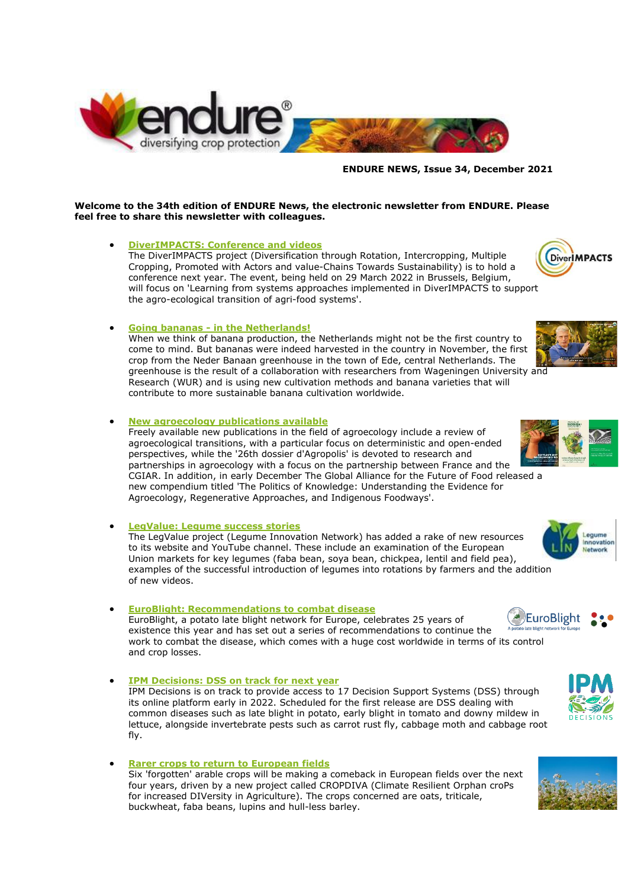**ENDURE NEWS, Issue 34, December 2021**

**Welcome to the 34th edition of ENDURE News, the electronic newsletter from ENDURE. Please feel free to share this newsletter with colleagues.**

- **DiverIMPACTS: Conference and videos**
  The DiverIMPACTS project (Diversification through Rotation, Intercropping, Multiple Cropping, Promoted with Actors and value-Chains Towards Sustainability) is to hold a conference next year. The event, being held on 29 March 2022 in Brussels, Belgium, will focus on 'Learning from systems approaches implemented in DiverIMPACTS to support the agro-ecological transition of agri-food systems'.

- **Going bananas - in the Netherlands!**
  When we think of banana production, the Netherlands might not be the first country to come to mind. But bananas were indeed harvested in the country in November, the first crop from the Neder Banaan greenhouse in the town of Ede, central Netherlands. The greenhouse is the result of a collaboration with researchers from Wageningen University and Research (WUR) and is using new cultivation methods and banana varieties that will contribute to more sustainable banana cultivation worldwide.

- **New agroecology publications available**
  Freely available new publications in the field of agroecology include a review of agroecological transitions, with a particular focus on deterministic and open-ended perspectives, while the '26th dossier d'Agropolis' is devoted to research and partnerships in agroecology with a focus on the partnership between France and the CGIAR. In addition, in early December The Global Alliance for the Future of Food released a new compendium titled 'The Politics of Knowledge: Understanding the Evidence for Agroecology, Regenerative Approaches, and Indigenous Foodways'.

- **LegValue: Legume success stories**
  The LegValue project (Legume Innovation Network) has added a rake of new resources to its website and YouTube channel. These include an examination of the European Union markets for key legumes (faba bean, soya bean, chickpea, lentil and field pea), examples of the successful introduction of legumes into rotations by farmers and the addition of new videos.

- **EuroBlight: Recommendations to combat disease**
  EuroBlight, a potato late blight network for Europe, celebrates 25 years of existence this year and has set out a series of recommendations to continue the work to combat the disease, which comes with a huge cost worldwide in terms of its control and crop losses.

- **IPM Decisions: DSS on track for next year**
  IPM Decisions is on track to provide access to 17 Decision Support Systems (DSS) through its online platform early in 2022. Scheduled for the first release are DSS dealing with common diseases such as late blight in potato, early blight in tomato and downy mildew in lettuce, alongside invertebrate pests such as carrot rust fly, cabbage moth and cabbage root fly.

- **Rarer crops to return to European fields**
  Six 'forgotten' arable crops will be making a comeback in European fields over the next four years, driven by a new project called CROPDIVA (Climate Resilient Orphan croPs for increased DIVersity in Agriculture). The crops concerned are oats, triticale, buckwheat, faba beans, lupins and hull-less barley.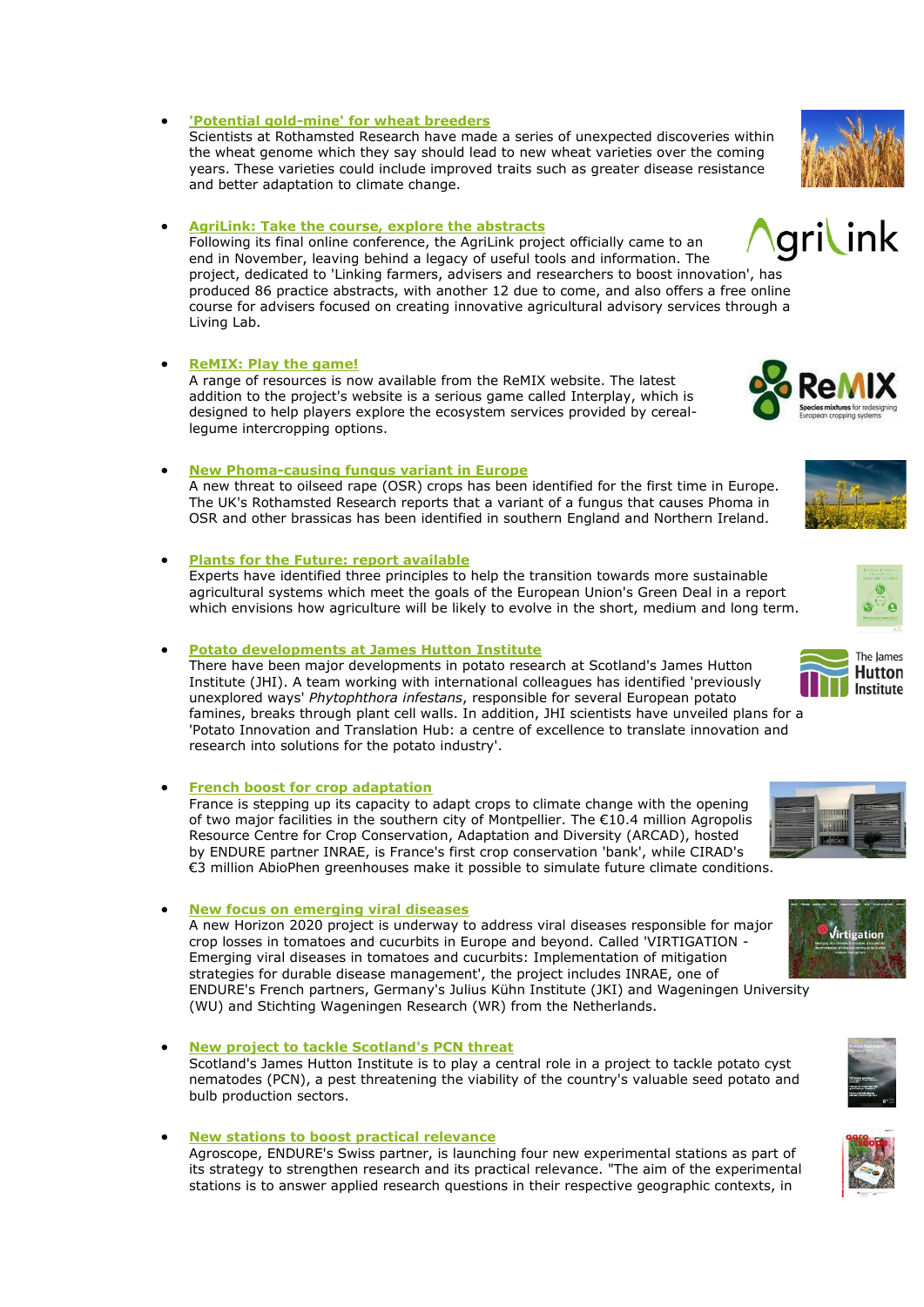- **'Potential gold-mine' for wheat breeders**
Scientists at Rothamsted Research have made a series of unexpected discoveries within the wheat genome which they say should lead to new wheat varieties over the coming years. These varieties could include improved traits such as greater disease resistance and better adaptation to climate change.

- **AgriLink: Take the course, explore the abstracts**
Following its final online conference, the AgriLink project officially came to an end in November, leaving behind a legacy of useful tools and information. The project, dedicated to 'Linking farmers, advisers and researchers to boost innovation', has produced 86 practice abstracts, with another 12 due to come, and also offers a free online course for advisers focused on creating innovative agricultural advisory services through a Living Lab.

- **ReMIX: Play the game!**
A range of resources is now available from the ReMIX website. The latest addition to the project's website is a serious game called Interplay, which is designed to help players explore the ecosystem services provided by cereal-legume intercropping options.

- **New Phoma-causing fungus variant in Europe**
A new threat to oilseed rape (OSR) crops has been identified for the first time in Europe. The UK's Rothamsted Research reports that a variant of a fungus that causes Phoma in OSR and other brassicas has been identified in southern England and Northern Ireland.

- **Plants for the Future: report available**
Experts have identified three principles to help the transition towards more sustainable agricultural systems which meet the goals of the European Union's Green Deal in a report which envisions how agriculture will be likely to evolve in the short, medium and long term.

- **Potato developments at James Hutton Institute**
There have been major developments in potato research at Scotland's James Hutton Institute (JHI). A team working with international colleagues has identified 'previously unexplored ways' *Phytophthora infestans*, responsible for several European potato famines, breaks through plant cell walls. In addition, JHI scientists have unveiled plans for a 'Potato Innovation and Translation Hub: a centre of excellence to translate innovation and research into solutions for the potato industry'.

- **French boost for crop adaptation**
France is stepping up its capacity to adapt crops to climate change with the opening of two major facilities in the southern city of Montpellier. The €10.4 million Agropolis Resource Centre for Crop Conservation, Adaptation and Diversity (ARCAD), hosted by ENDURE partner INRAE, is France's first crop conservation 'bank', while CIRAD's €3 million AbioPhen greenhouses make it possible to simulate future climate conditions.

- **New focus on emerging viral diseases**
A new Horizon 2020 project is underway to address viral diseases responsible for major crop losses in tomatoes and cucurbits in Europe and beyond. Called 'VIRTIGATION - Emerging viral diseases in tomatoes and cucurbits: Implementation of mitigation strategies for durable disease management', the project includes INRAE, one of ENDURE's French partners, Germany's Julius Kühn Institute (JKI) and Wageningen University (WU) and Stichting Wageningen Research (WR) from the Netherlands.

- **New project to tackle Scotland's PCN threat**
Scotland's James Hutton Institute is to play a central role in a project to tackle potato cyst nematodes (PCN), a pest threatening the viability of the country's valuable seed potato and bulb production sectors.

- **New stations to boost practical relevance**
Agroscope, ENDURE's Swiss partner, is launching four new experimental stations as part of its strategy to strengthen research and its practical relevance. "The aim of the experimental stations is to answer applied research questions in their respective geographic contexts, in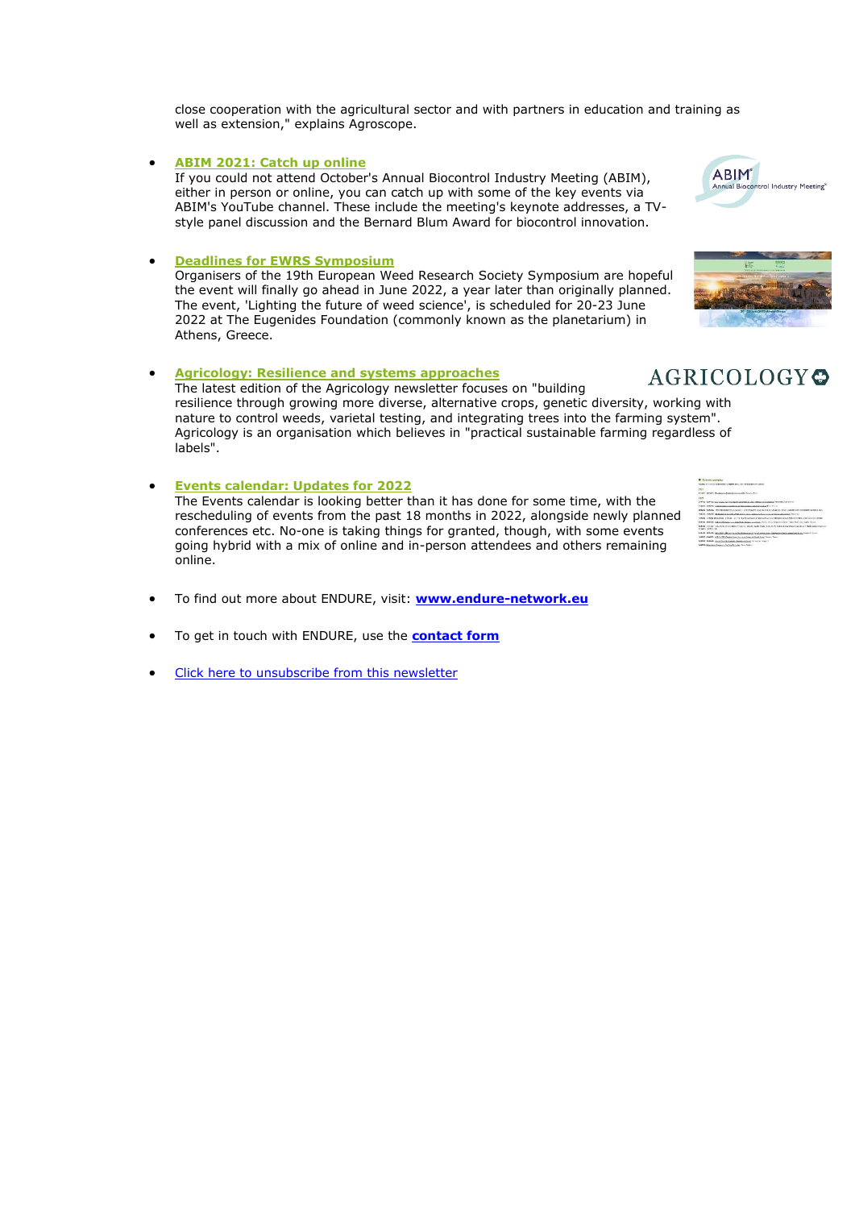close cooperation with the agricultural sector and with partners in education and training as well as extension," explains Agroscope.

- **ABIM 2021: Catch up online**
  If you could not attend October's Annual Biocontrol Industry Meeting (ABIM), either in person or online, you can catch up with some of the key events via ABIM's YouTube channel. These include the meeting's keynote addresses, a TV-style panel discussion and the Bernard Blum Award for biocontrol innovation.

- **Deadlines for EWRS Symposium**
  Organisers of the 19th European Weed Research Society Symposium are hopeful the event will finally go ahead in June 2022, a year later than originally planned. The event, 'Lighting the future of weed science', is scheduled for 20-23 June 2022 at The Eugenides Foundation (commonly known as the planetarium) in Athens, Greece.

- **Agricology: Resilience and systems approaches**
  The latest edition of the Agricology newsletter focuses on "building resilience through growing more diverse, alternative crops, genetic diversity, working with nature to control weeds, varietal testing, and integrating trees into the farming system". Agricology is an organisation which believes in "practical sustainable farming regardless of labels".

- **Events calendar: Updates for 2022**
  The Events calendar is looking better than it has done for some time, with the rescheduling of events from the past 18 months in 2022, alongside newly planned conferences etc. No-one is taking things for granted, though, with some events going hybrid with a mix of online and in-person attendees and others remaining online.

- To find out more about ENDURE, visit: **www.endure-network.eu**

- To get in touch with ENDURE, use the **contact form**

- Click here to unsubscribe from this newsletter